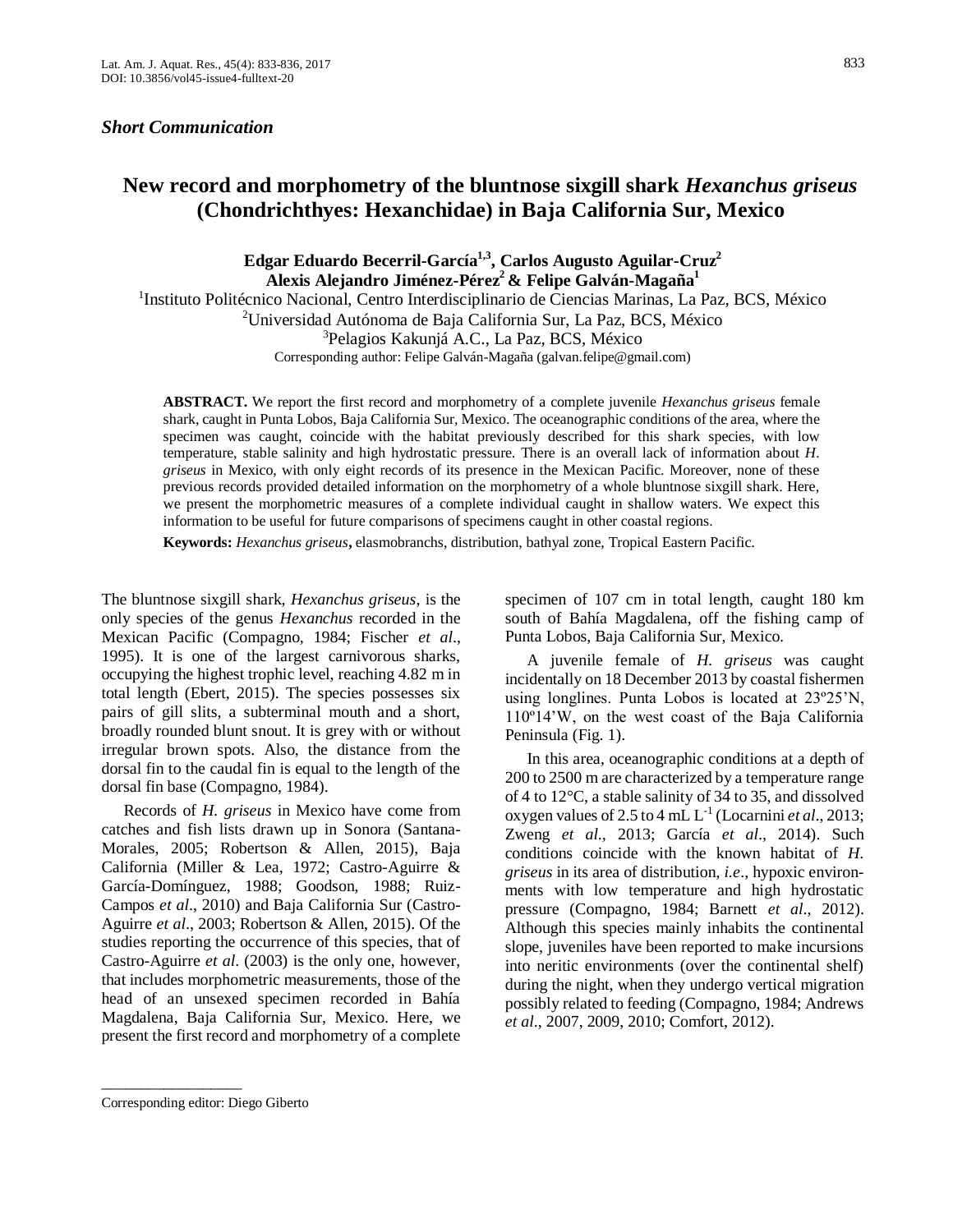*Short Communication*

# New record and morphometry of the bluntnose sixgill shark *Hexanchus griseus* (Chondrichthyes: Hexanchidae) in Baja California Sur, Mexico

**Edgar Eduardo Becerril-García[1,3], Carlos Augusto Aguilar-Cruz[2]**
**Alexis Alejandro Jiménez-Pérez[2] & Felipe Galván-Magaña[1]**

[1]Instituto Politécnico Nacional, Centro Interdisciplinario de Ciencias Marinas, La Paz, BCS, México
[2]Universidad Autónoma de Baja California Sur, La Paz, BCS, México
[3]Pelagios Kakunjá A.C., La Paz, BCS, México
Corresponding author: Felipe Galván-Magaña (galvan.felipe@gmail.com)

**ABSTRACT.** We report the first record and morphometry of a complete juvenile *Hexanchus griseus* female shark, caught in Punta Lobos, Baja California Sur, Mexico. The oceanographic conditions of the area, where the specimen was caught, coincide with the habitat previously described for this shark species, with low temperature, stable salinity and high hydrostatic pressure. There is an overall lack of information about *H. griseus* in Mexico, with only eight records of its presence in the Mexican Pacific. Moreover, none of these previous records provided detailed information on the morphometry of a whole bluntnose sixgill shark. Here, we present the morphometric measures of a complete individual caught in shallow waters. We expect this information to be useful for future comparisons of specimens caught in other coastal regions.

**Keywords:** *Hexanchus griseus***,** elasmobranchs, distribution, bathyal zone, Tropical Eastern Pacific.

The bluntnose sixgill shark, *Hexanchus griseus*, is the only species of the genus *Hexanchus* recorded in the Mexican Pacific (Compagno, 1984; Fischer *et al*., 1995). It is one of the largest carnivorous sharks, occupying the highest trophic level, reaching 4.82 m in total length (Ebert, 2015). The species possesses six pairs of gill slits, a subterminal mouth and a short, broadly rounded blunt snout. It is grey with or without irregular brown spots. Also, the distance from the dorsal fin to the caudal fin is equal to the length of the dorsal fin base (Compagno, 1984).

Records of *H. griseus* in Mexico have come from catches and fish lists drawn up in Sonora (Santana-Morales, 2005; Robertson & Allen, 2015), Baja California (Miller & Lea, 1972; Castro-Aguirre & García-Domínguez, 1988; Goodson, 1988; Ruiz-Campos *et al*., 2010) and Baja California Sur (Castro-Aguirre *et al*., 2003; Robertson & Allen, 2015). Of the studies reporting the occurrence of this species, that of Castro-Aguirre *et al*. (2003) is the only one, however, that includes morphometric measurements, those of the head of an unsexed specimen recorded in Bahía Magdalena, Baja California Sur, Mexico. Here, we present the first record and morphometry of a complete specimen of 107 cm in total length, caught 180 km south of Bahía Magdalena, off the fishing camp of Punta Lobos, Baja California Sur, Mexico.

A juvenile female of *H. griseus* was caught incidentally on 18 December 2013 by coastal fishermen using longlines. Punta Lobos is located at 23º25'N, 110º14'W, on the west coast of the Baja California Peninsula (Fig. 1).

In this area, oceanographic conditions at a depth of 200 to 2500 m are characterized by a temperature range of 4 to 12°C, a stable salinity of 34 to 35, and dissolved oxygen values of 2.5 to 4 mL $L^{-1}$ (Locarnini *et al*., 2013; Zweng *et al*., 2013; García *et al*., 2014). Such conditions coincide with the known habitat of *H. griseus* in its area of distribution, *i.e*., hypoxic environments with low temperature and high hydrostatic pressure (Compagno, 1984; Barnett *et al*., 2012). Although this species mainly inhabits the continental slope, juveniles have been reported to make incursions into neritic environments (over the continental shelf) during the night, when they undergo vertical migration possibly related to feeding (Compagno, 1984; Andrews *et al*., 2007, 2009, 2010; Comfort, 2012).

Corresponding editor: Diego Giberto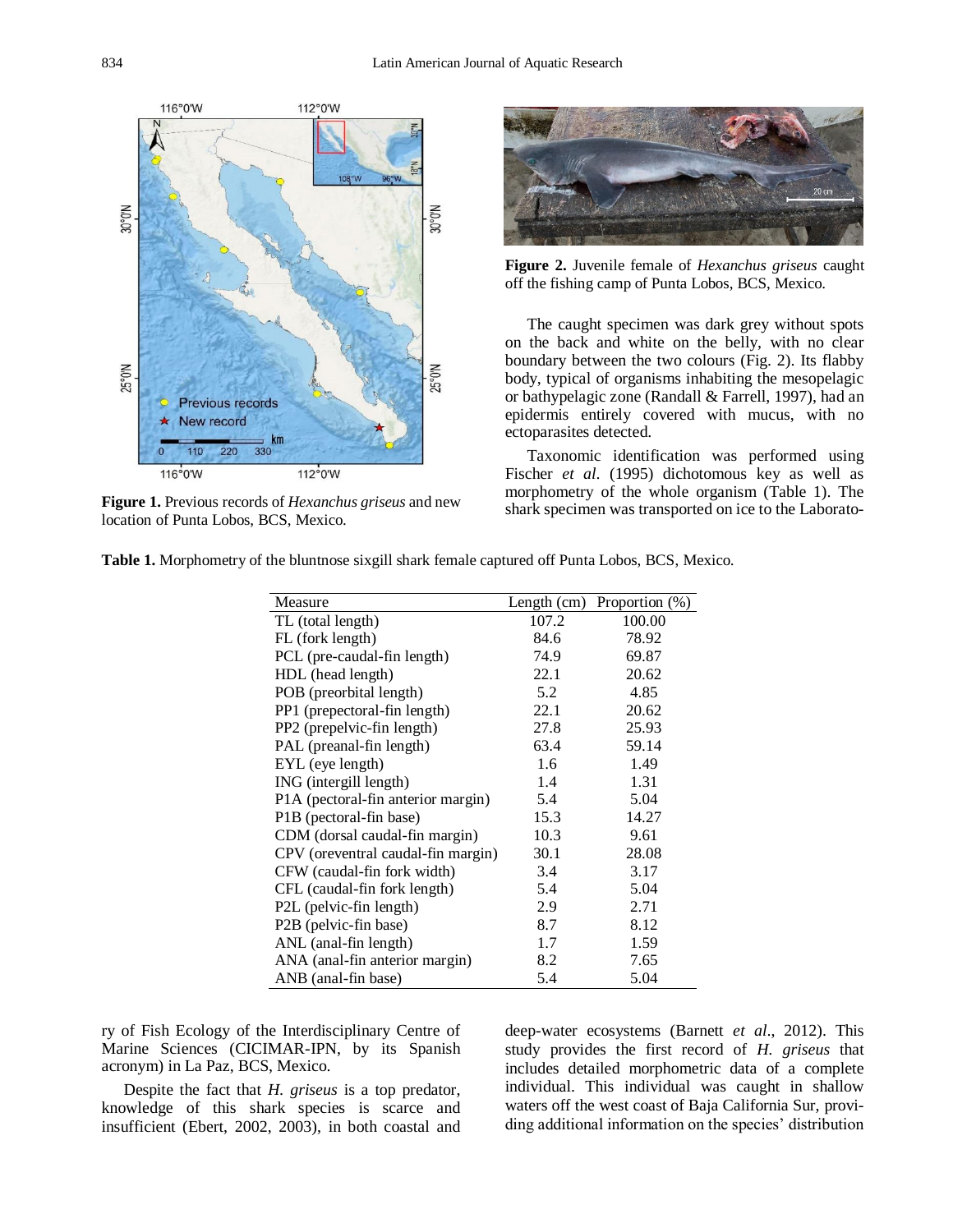**Figure 1.** Previous records of *Hexanchus griseus* and new location of Punta Lobos, BCS, Mexico.

**Figure 2.** Juvenile female of *Hexanchus griseus* caught off the fishing camp of Punta Lobos, BCS, Mexico.

The caught specimen was dark grey without spots on the back and white on the belly, with no clear boundary between the two colours (Fig. 2). Its flabby body, typical of organisms inhabiting the mesopelagic or bathypelagic zone (Randall & Farrell, 1997), had an epidermis entirely covered with mucus, with no ectoparasites detected.

Taxonomic identification was performed using Fischer *et al*. (1995) dichotomous key as well as morphometry of the whole organism (Table 1). The shark specimen was transported on ice to the Laboratory of Fish Ecology of the Interdisciplinary Centre of Marine Sciences (CICIMAR-IPN, by its Spanish acronym) in La Paz, BCS, Mexico.

**Table 1.** Morphometry of the bluntnose sixgill shark female captured off Punta Lobos, BCS, Mexico.

| Measure | Length (cm) | Proportion (%) |
|---|---|---|
| TL (total length) | 107.2 | 100.00 |
| FL (fork length) | 84.6 | 78.92 |
| PCL (pre-caudal-fin length) | 74.9 | 69.87 |
| HDL (head length) | 22.1 | 20.62 |
| POB (preorbital length) | 5.2 | 4.85 |
| PP1 (prepectoral-fin length) | 22.1 | 20.62 |
| PP2 (prepelvic-fin length) | 27.8 | 25.93 |
| PAL (preanal-fin length) | 63.4 | 59.14 |
| EYL (eye length) | 1.6 | 1.49 |
| ING (intergill length) | 1.4 | 1.31 |
| P1A (pectoral-fin anterior margin) | 5.4 | 5.04 |
| P1B (pectoral-fin base) | 15.3 | 14.27 |
| CDM (dorsal caudal-fin margin) | 10.3 | 9.61 |
| CPV (oreventral caudal-fin margin) | 30.1 | 28.08 |
| CFW (caudal-fin fork width) | 3.4 | 3.17 |
| CFL (caudal-fin fork length) | 5.4 | 5.04 |
| P2L (pelvic-fin length) | 2.9 | 2.71 |
| P2B (pelvic-fin base) | 8.7 | 8.12 |
| ANL (anal-fin length) | 1.7 | 1.59 |
| ANA (anal-fin anterior margin) | 8.2 | 7.65 |
| ANB (anal-fin base) | 5.4 | 5.04 |

Despite the fact that *H. griseus* is a top predator, knowledge of this shark species is scarce and insufficient (Ebert, 2002, 2003), in both coastal and deep-water ecosystems (Barnett *et al*., 2012). This study provides the first record of *H. griseus* that includes detailed morphometric data of a complete individual. This individual was caught in shallow waters off the west coast of Baja California Sur, providing additional information on the species' distribution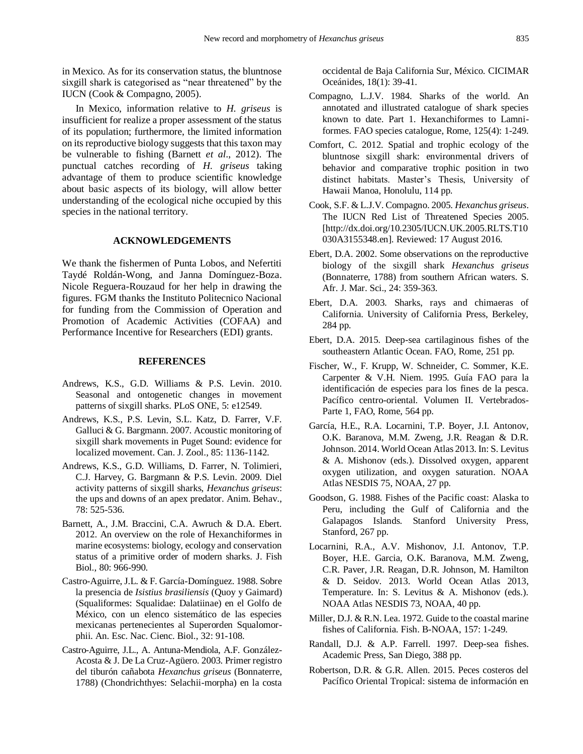in Mexico. As for its conservation status, the bluntnose sixgill shark is categorised as "near threatened" by the IUCN (Cook & Compagno, 2005).

In Mexico, information relative to *H. griseus* is insufficient for realize a proper assessment of the status of its population; furthermore, the limited information on its reproductive biology suggests that this taxon may be vulnerable to fishing (Barnett *et al*., 2012). The punctual catches recording of *H. griseus* taking advantage of them to produce scientific knowledge about basic aspects of its biology, will allow better understanding of the ecological niche occupied by this species in the national territory.

## ACKNOWLEDGEMENTS

We thank the fishermen of Punta Lobos, and Nefertiti Taydé Roldán-Wong, and Janna Domínguez-Boza. Nicole Reguera-Rouzaud for her help in drawing the figures. FGM thanks the Instituto Politecnico Nacional for funding from the Commission of Operation and Promotion of Academic Activities (COFAA) and Performance Incentive for Researchers (EDI) grants.

## REFERENCES

Andrews, K.S., G.D. Williams & P.S. Levin. 2010. Seasonal and ontogenetic changes in movement patterns of sixgill sharks. PLoS ONE, 5: e12549.

Andrews, K.S., P.S. Levin, S.L. Katz, D. Farrer, V.F. Galluci & G. Bargmann. 2007. Acoustic monitoring of sixgill shark movements in Puget Sound: evidence for localized movement. Can. J. Zool., 85: 1136-1142.

Andrews, K.S., G.D. Williams, D. Farrer, N. Tolimieri, C.J. Harvey, G. Bargmann & P.S. Levin. 2009. Diel activity patterns of sixgill sharks, *Hexanchus griseus*: the ups and downs of an apex predator. Anim. Behav., 78: 525-536.

Barnett, A., J.M. Braccini, C.A. Awruch & D.A. Ebert. 2012. An overview on the role of Hexanchiformes in marine ecosystems: biology, ecology and conservation status of a primitive order of modern sharks. J. Fish Biol., 80: 966-990.

Castro-Aguirre, J.L. & F. García-Domínguez. 1988. Sobre la presencia de *Isistius brasiliensis* (Quoy y Gaimard) (Squaliformes: Squalidae: Dalatiinae) en el Golfo de México, con un elenco sistemático de las especies mexicanas pertenecientes al Superorden Squalomorphii. An. Esc. Nac. Cienc. Biol., 32: 91-108.

Castro-Aguirre, J.L., A. Antuna-Mendiola, A.F. González-Acosta & J. De La Cruz-Agüero. 2003. Primer registro del tiburón cañabota *Hexanchus griseus* (Bonnaterre, 1788) (Chondrichthyes: Selachii-morpha) en la costa occidental de Baja California Sur, México. CICIMAR Oceánides, 18(1): 39-41.

Compagno, L.J.V. 1984. Sharks of the world. An annotated and illustrated catalogue of shark species known to date. Part 1. Hexanchiformes to Lamniformes. FAO species catalogue, Rome, 125(4): 1-249.

Comfort, C. 2012. Spatial and trophic ecology of the bluntnose sixgill shark: environmental drivers of behavior and comparative trophic position in two distinct habitats. Master's Thesis, University of Hawaii Manoa, Honolulu, 114 pp.

Cook, S.F. & L.J.V. Compagno. 2005. *Hexanchus griseus*. The IUCN Red List of Threatened Species 2005. [http://dx.doi.org/10.2305/IUCN.UK.2005.RLTS.T10030A3155348.en]. Reviewed: 17 August 2016.

Ebert, D.A. 2002. Some observations on the reproductive biology of the sixgill shark *Hexanchus griseus* (Bonnaterre, 1788) from southern African waters. S. Afr. J. Mar. Sci., 24: 359-363.

Ebert, D.A. 2003. Sharks, rays and chimaeras of California. University of California Press, Berkeley, 284 pp.

Ebert, D.A. 2015. Deep-sea cartilaginous fishes of the southeastern Atlantic Ocean. FAO, Rome, 251 pp.

Fischer, W., F. Krupp, W. Schneider, C. Sommer, K.E. Carpenter & V.H. Niem. 1995. Guía FAO para la identificación de especies para los fines de la pesca. Pacífico centro-oriental. Volumen II. Vertebrados-Parte 1, FAO, Rome, 564 pp.

García, H.E., R.A. Locarnini, T.P. Boyer, J.I. Antonov, O.K. Baranova, M.M. Zweng, J.R. Reagan & D.R. Johnson. 2014. World Ocean Atlas 2013. In: S. Levitus & A. Mishonov (eds.). Dissolved oxygen, apparent oxygen utilization, and oxygen saturation. NOAA Atlas NESDIS 75, NOAA, 27 pp.

Goodson, G. 1988. Fishes of the Pacific coast: Alaska to Peru, including the Gulf of California and the Galapagos Islands. Stanford University Press, Stanford, 267 pp.

Locarnini, R.A., A.V. Mishonov, J.I. Antonov, T.P. Boyer, H.E. Garcia, O.K. Baranova, M.M. Zweng, C.R. Paver, J.R. Reagan, D.R. Johnson, M. Hamilton & D. Seidov. 2013. World Ocean Atlas 2013, Temperature. In: S. Levitus & A. Mishonov (eds.). NOAA Atlas NESDIS 73, NOAA, 40 pp.

Miller, D.J. & R.N. Lea. 1972. Guide to the coastal marine fishes of California. Fish. B-NOAA, 157: 1-249.

Randall, D.J. & A.P. Farrell. 1997. Deep-sea fishes. Academic Press, San Diego, 388 pp.

Robertson, D.R. & G.R. Allen. 2015. Peces costeros del Pacífico Oriental Tropical: sistema de información en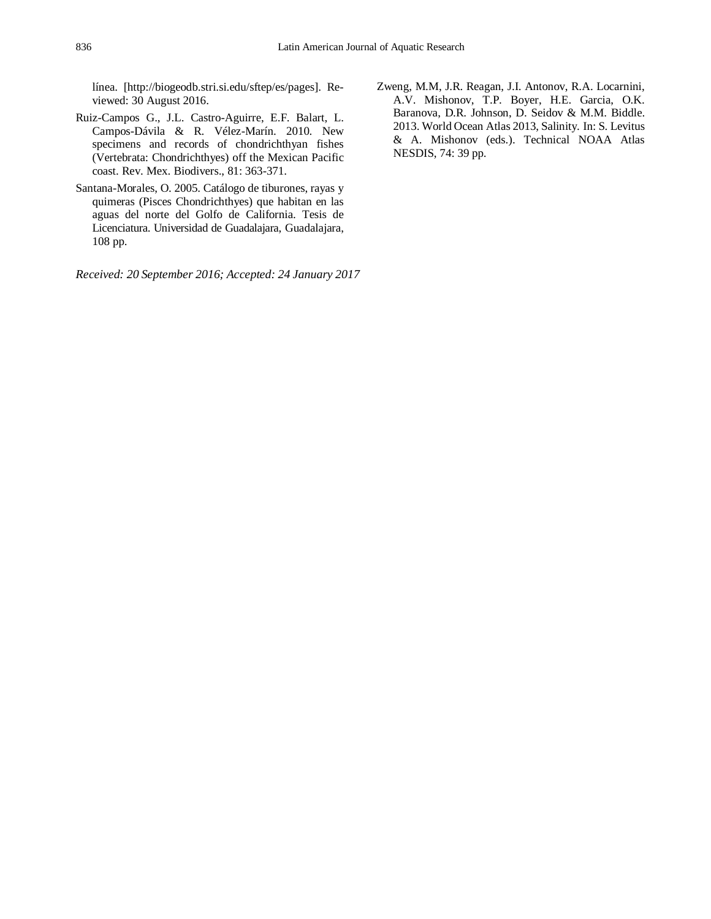línea. [http://biogeodb.stri.si.edu/sftep/es/pages]. Reviewed: 30 August 2016.

Ruiz-Campos G., J.L. Castro-Aguirre, E.F. Balart, L. Campos-Dávila & R. Vélez-Marín. 2010. New specimens and records of chondrichthyan fishes (Vertebrata: Chondrichthyes) off the Mexican Pacific coast. Rev. Mex. Biodivers., 81: 363-371.

Santana-Morales, O. 2005. Catálogo de tiburones, rayas y quimeras (Pisces Chondrichthyes) que habitan en las aguas del norte del Golfo de California. Tesis de Licenciatura. Universidad de Guadalajara, Guadalajara, 108 pp.

*Received: 20 September 2016; Accepted: 24 January 2017*

Zweng, M.M, J.R. Reagan, J.I. Antonov, R.A. Locarnini, A.V. Mishonov, T.P. Boyer, H.E. Garcia, O.K. Baranova, D.R. Johnson, D. Seidov & M.M. Biddle. 2013. World Ocean Atlas 2013, Salinity. In: S. Levitus & A. Mishonov (eds.). Technical NOAA Atlas NESDIS, 74: 39 pp.